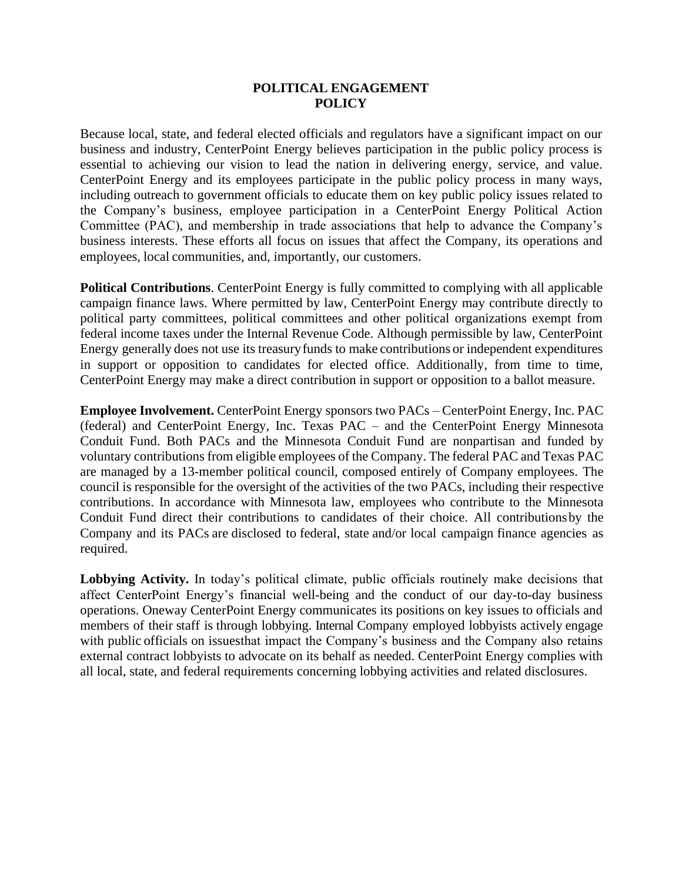# POLITICAL ENGAGEMENT POLICY

Because local, state, and federal elected officials and regulators have a significant impact on our business and industry, CenterPoint Energy believes participation in the public policy process is essential to achieving our vision to lead the nation in delivering energy, service, and value. CenterPoint Energy and its employees participate in the public policy process in many ways, including outreach to government officials to educate them on key public policy issues related to the Company's business, employee participation in a CenterPoint Energy Political Action Committee (PAC), and membership in trade associations that help to advance the Company's business interests. These efforts all focus on issues that affect the Company, its operations and employees, local communities, and, importantly, our customers.

**Political Contributions**. CenterPoint Energy is fully committed to complying with all applicable campaign finance laws. Where permitted by law, CenterPoint Energy may contribute directly to political party committees, political committees and other political organizations exempt from federal income taxes under the Internal Revenue Code. Although permissible by law, CenterPoint Energy generally does not use its treasury funds to make contributions or independent expenditures in support or opposition to candidates for elected office. Additionally, from time to time, CenterPoint Energy may make a direct contribution in support or opposition to a ballot measure.

**Employee Involvement.** CenterPoint Energy sponsors two PACs – CenterPoint Energy, Inc. PAC (federal) and CenterPoint Energy, Inc. Texas PAC – and the CenterPoint Energy Minnesota Conduit Fund. Both PACs and the Minnesota Conduit Fund are nonpartisan and funded by voluntary contributions from eligible employees of the Company. The federal PAC and Texas PAC are managed by a 13-member political council, composed entirely of Company employees. The council is responsible for the oversight of the activities of the two PACs, including their respective contributions. In accordance with Minnesota law, employees who contribute to the Minnesota Conduit Fund direct their contributions to candidates of their choice. All contributions by the Company and its PACs are disclosed to federal, state and/or local campaign finance agencies as required.

**Lobbying Activity.** In today's political climate, public officials routinely make decisions that affect CenterPoint Energy's financial well-being and the conduct of our day-to-day business operations. Oneway CenterPoint Energy communicates its positions on key issues to officials and members of their staff is through lobbying. Internal Company employed lobbyists actively engage with public officials on issuesthat impact the Company's business and the Company also retains external contract lobbyists to advocate on its behalf as needed. CenterPoint Energy complies with all local, state, and federal requirements concerning lobbying activities and related disclosures.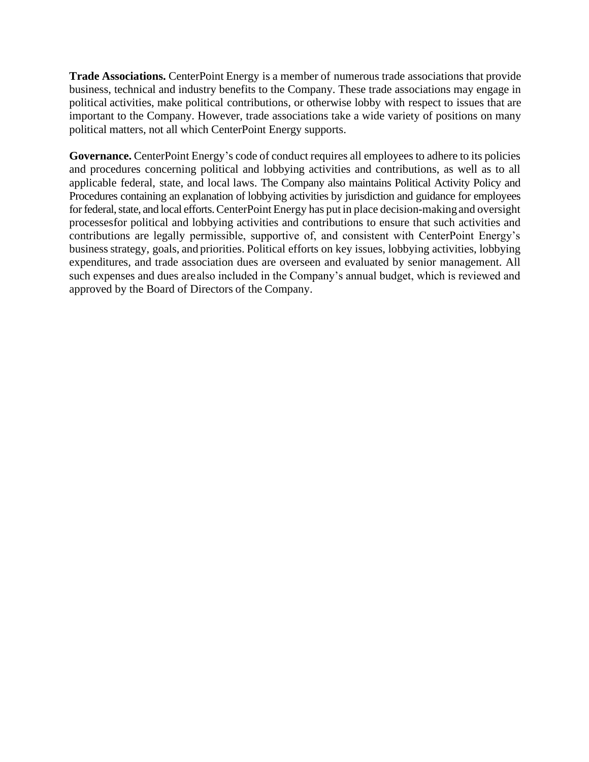**Trade Associations.** CenterPoint Energy is a member of numerous trade associations that provide business, technical and industry benefits to the Company. These trade associations may engage in political activities, make political contributions, or otherwise lobby with respect to issues that are important to the Company. However, trade associations take a wide variety of positions on many political matters, not all which CenterPoint Energy supports.

**Governance.** CenterPoint Energy's code of conduct requires all employees to adhere to its policies and procedures concerning political and lobbying activities and contributions, as well as to all applicable federal, state, and local laws. The Company also maintains Political Activity Policy and Procedures containing an explanation of lobbying activities by jurisdiction and guidance for employees for federal, state, and local efforts. CenterPoint Energy has put in place decision-making and oversight processesfor political and lobbying activities and contributions to ensure that such activities and contributions are legally permissible, supportive of, and consistent with CenterPoint Energy's business strategy, goals, and priorities. Political efforts on key issues, lobbying activities, lobbying expenditures, and trade association dues are overseen and evaluated by senior management. All such expenses and dues arealso included in the Company's annual budget, which is reviewed and approved by the Board of Directors of the Company.